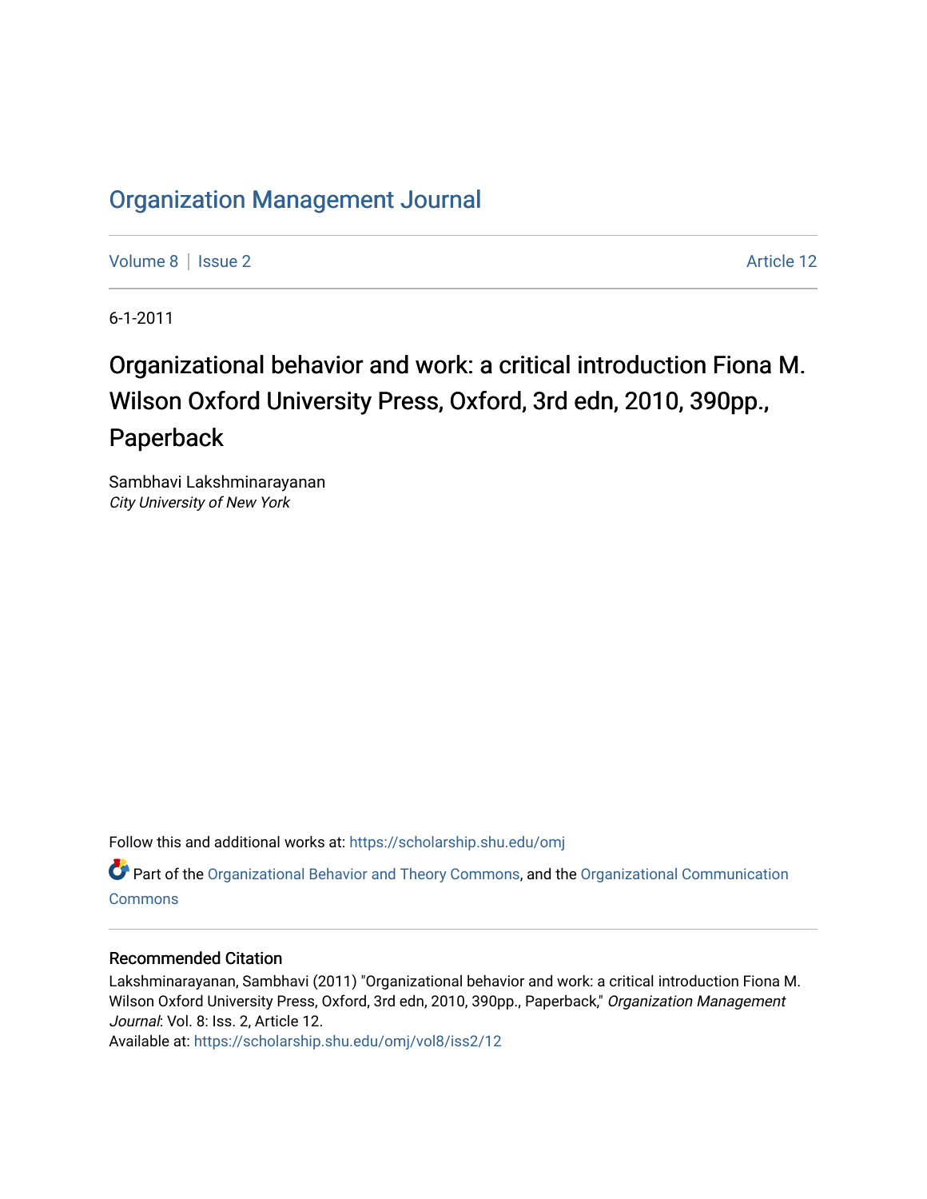# Organization Management Journal

Volume 8 | Issue 2 Article 12

6-1-2011

## Organizational behavior and work: a critical introduction Fiona M. Wilson Oxford University Press, Oxford, 3rd edn, 2010, 390pp., Paperback

Sambhavi Lakshminarayanan
*City University of New York*

Follow this and additional works at: https://scholarship.shu.edu/omj

Part of the Organizational Behavior and Theory Commons, and the Organizational Communication Commons

### Recommended Citation

Lakshminarayanan, Sambhavi (2011) "Organizational behavior and work: a critical introduction Fiona M. Wilson Oxford University Press, Oxford, 3rd edn, 2010, 390pp., Paperback," *Organization Management Journal*: Vol. 8: Iss. 2, Article 12.
Available at: https://scholarship.shu.edu/omj/vol8/iss2/12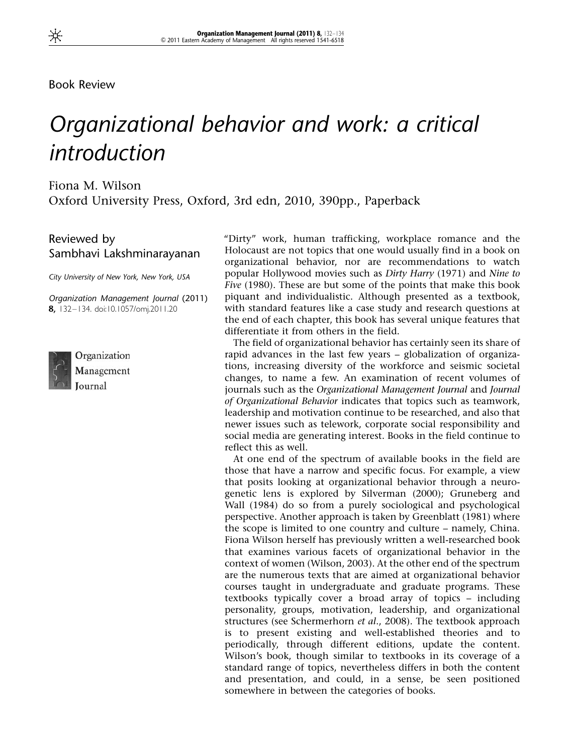Book Review

# *Organizational behavior and work: a critical introduction*

Fiona M. Wilson
Oxford University Press, Oxford, 3rd edn, 2010, 390pp., Paperback

Reviewed by
Sambhavi Lakshminarayanan

*City University of New York, New York, USA*

*Organization Management Journal* (2011) **8,** 132–134. doi:10.1057/omj.2011.20

"Dirty" work, human trafficking, workplace romance and the Holocaust are not topics that one would usually find in a book on organizational behavior, nor are recommendations to watch popular Hollywood movies such as *Dirty Harry* (1971) and *Nine to Five* (1980). These are but some of the points that make this book piquant and individualistic. Although presented as a textbook, with standard features like a case study and research questions at the end of each chapter, this book has several unique features that differentiate it from others in the field.

The field of organizational behavior has certainly seen its share of rapid advances in the last few years – globalization of organizations, increasing diversity of the workforce and seismic societal changes, to name a few. An examination of recent volumes of journals such as the *Organizational Management Journal* and *Journal of Organizational Behavior* indicates that topics such as teamwork, leadership and motivation continue to be researched, and also that newer issues such as telework, corporate social responsibility and social media are generating interest. Books in the field continue to reflect this as well.

At one end of the spectrum of available books in the field are those that have a narrow and specific focus. For example, a view that posits looking at organizational behavior through a neuro-genetic lens is explored by Silverman (2000); Gruneberg and Wall (1984) do so from a purely sociological and psychological perspective. Another approach is taken by Greenblatt (1981) where the scope is limited to one country and culture – namely, China. Fiona Wilson herself has previously written a well-researched book that examines various facets of organizational behavior in the context of women (Wilson, 2003). At the other end of the spectrum are the numerous texts that are aimed at organizational behavior courses taught in undergraduate and graduate programs. These textbooks typically cover a broad array of topics – including personality, groups, motivation, leadership, and organizational structures (see Schermerhorn *et al.*, 2008). The textbook approach is to present existing and well-established theories and to periodically, through different editions, update the content. Wilson's book, though similar to textbooks in its coverage of a standard range of topics, nevertheless differs in both the content and presentation, and could, in a sense, be seen positioned somewhere in between the categories of books.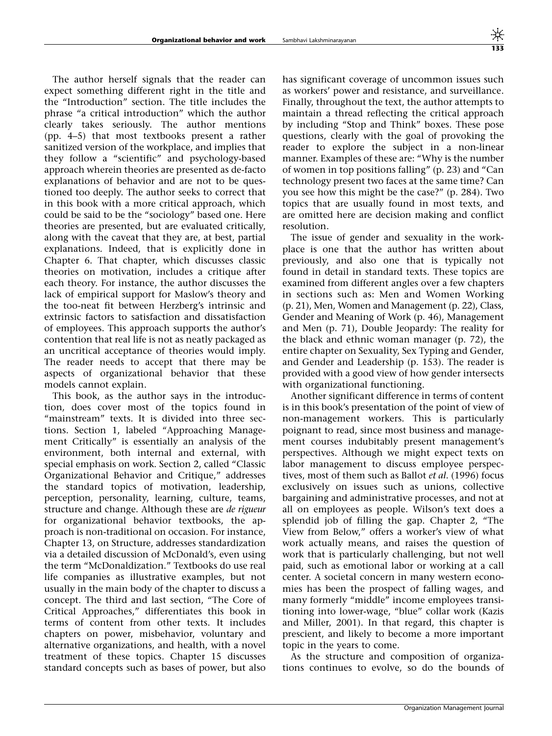The author herself signals that the reader can expect something different right in the title and the "Introduction" section. The title includes the phrase "a critical introduction" which the author clearly takes seriously. The author mentions (pp. 4–5) that most textbooks present a rather sanitized version of the workplace, and implies that they follow a "scientific" and psychology-based approach wherein theories are presented as de-facto explanations of behavior and are not to be questioned too deeply. The author seeks to correct that in this book with a more critical approach, which could be said to be the "sociology" based one. Here theories are presented, but are evaluated critically, along with the caveat that they are, at best, partial explanations. Indeed, that is explicitly done in Chapter 6. That chapter, which discusses classic theories on motivation, includes a critique after each theory. For instance, the author discusses the lack of empirical support for Maslow's theory and the too-neat fit between Herzberg's intrinsic and extrinsic factors to satisfaction and dissatisfaction of employees. This approach supports the author's contention that real life is not as neatly packaged as an uncritical acceptance of theories would imply. The reader needs to accept that there may be aspects of organizational behavior that these models cannot explain.

This book, as the author says in the introduction, does cover most of the topics found in "mainstream" texts. It is divided into three sections. Section 1, labeled "Approaching Management Critically" is essentially an analysis of the environment, both internal and external, with special emphasis on work. Section 2, called "Classic Organizational Behavior and Critique," addresses the standard topics of motivation, leadership, perception, personality, learning, culture, teams, structure and change. Although these are *de rigueur* for organizational behavior textbooks, the approach is non-traditional on occasion. For instance, Chapter 13, on Structure, addresses standardization via a detailed discussion of McDonald's, even using the term "McDonaldization." Textbooks do use real life companies as illustrative examples, but not usually in the main body of the chapter to discuss a concept. The third and last section, "The Core of Critical Approaches," differentiates this book in terms of content from other texts. It includes chapters on power, misbehavior, voluntary and alternative organizations, and health, with a novel treatment of these topics. Chapter 15 discusses standard concepts such as bases of power, but also has significant coverage of uncommon issues such as workers' power and resistance, and surveillance. Finally, throughout the text, the author attempts to maintain a thread reflecting the critical approach by including "Stop and Think" boxes. These pose questions, clearly with the goal of provoking the reader to explore the subject in a non-linear manner. Examples of these are: "Why is the number of women in top positions falling" (p. 23) and "Can technology present two faces at the same time? Can you see how this might be the case?" (p. 284). Two topics that are usually found in most texts, and are omitted here are decision making and conflict resolution.

The issue of gender and sexuality in the workplace is one that the author has written about previously, and also one that is typically not found in detail in standard texts. These topics are examined from different angles over a few chapters in sections such as: Men and Women Working (p. 21), Men, Women and Management (p. 22), Class, Gender and Meaning of Work (p. 46), Management and Men (p. 71), Double Jeopardy: The reality for the black and ethnic woman manager (p. 72), the entire chapter on Sexuality, Sex Typing and Gender, and Gender and Leadership (p. 153). The reader is provided with a good view of how gender intersects with organizational functioning.

Another significant difference in terms of content is in this book's presentation of the point of view of non-management workers. This is particularly poignant to read, since most business and management courses indubitably present management's perspectives. Although we might expect texts on labor management to discuss employee perspectives, most of them such as Ballot *et al*. (1996) focus exclusively on issues such as unions, collective bargaining and administrative processes, and not at all on employees as people. Wilson's text does a splendid job of filling the gap. Chapter 2, "The View from Below," offers a worker's view of what work actually means, and raises the question of work that is particularly challenging, but not well paid, such as emotional labor or working at a call center. A societal concern in many western economies has been the prospect of falling wages, and many formerly "middle" income employees transitioning into lower-wage, "blue" collar work (Kazis and Miller, 2001). In that regard, this chapter is prescient, and likely to become a more important topic in the years to come.

As the structure and composition of organizations continues to evolve, so do the bounds of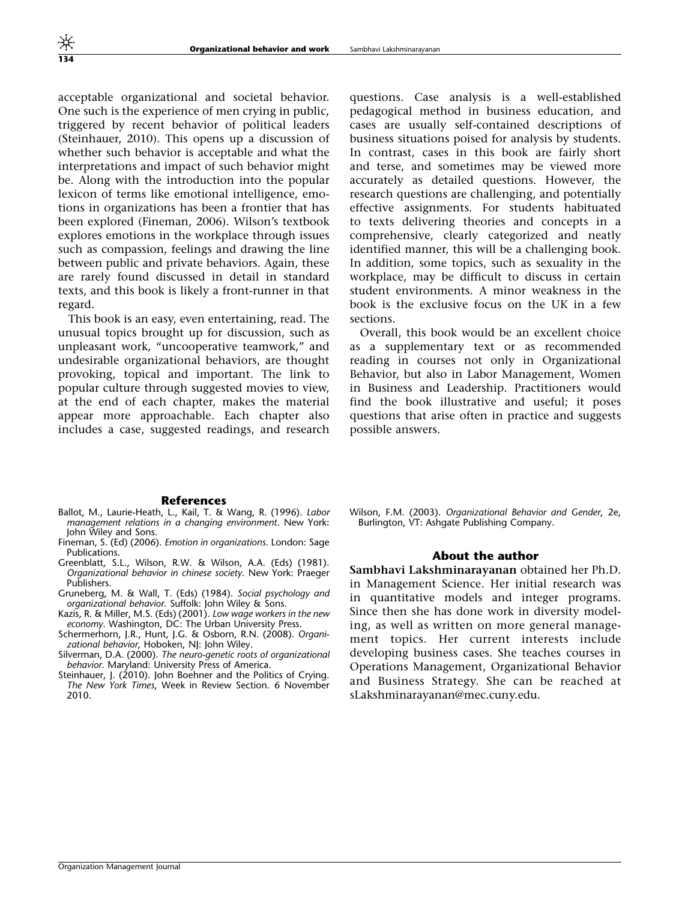acceptable organizational and societal behavior. One such is the experience of men crying in public, triggered by recent behavior of political leaders (Steinhauer, 2010). This opens up a discussion of whether such behavior is acceptable and what the interpretations and impact of such behavior might be. Along with the introduction into the popular lexicon of terms like emotional intelligence, emotions in organizations has been a frontier that has been explored (Fineman, 2006). Wilson's textbook explores emotions in the workplace through issues such as compassion, feelings and drawing the line between public and private behaviors. Again, these are rarely found discussed in detail in standard texts, and this book is likely a front-runner in that regard.

This book is an easy, even entertaining, read. The unusual topics brought up for discussion, such as unpleasant work, "uncooperative teamwork," and undesirable organizational behaviors, are thought provoking, topical and important. The link to popular culture through suggested movies to view, at the end of each chapter, makes the material appear more approachable. Each chapter also includes a case, suggested readings, and research questions. Case analysis is a well-established pedagogical method in business education, and cases are usually self-contained descriptions of business situations poised for analysis by students. In contrast, cases in this book are fairly short and terse, and sometimes may be viewed more accurately as detailed questions. However, the research questions are challenging, and potentially effective assignments. For students habituated to texts delivering theories and concepts in a comprehensive, clearly categorized and neatly identified manner, this will be a challenging book. In addition, some topics, such as sexuality in the workplace, may be difficult to discuss in certain student environments. A minor weakness in the book is the exclusive focus on the UK in a few sections.

Overall, this book would be an excellent choice as a supplementary text or as recommended reading in courses not only in Organizational Behavior, but also in Labor Management, Women in Business and Leadership. Practitioners would find the book illustrative and useful; it poses questions that arise often in practice and suggests possible answers.

## References

Ballot, M., Laurie-Heath, L., Kail, T. & Wang, R. (1996). *Labor management relations in a changing environment*. New York: John Wiley and Sons.

Fineman, S. (Ed) (2006). *Emotion in organizations*. London: Sage Publications.

Greenblatt, S.L., Wilson, R.W. & Wilson, A.A. (Eds) (1981). *Organizational behavior in chinese society*. New York: Praeger Publishers.

Gruneberg, M. & Wall, T. (Eds) (1984). *Social psychology and organizational behavior*. Suffolk: John Wiley & Sons.

Kazis, R. & Miller, M.S. (Eds) (2001). *Low wage workers in the new economy*. Washington, DC: The Urban University Press.

Schermerhorn, J.R., Hunt, J.G. & Osborn, R.N. (2008). *Organizational behavior*, Hoboken, NJ: John Wiley.

Silverman, D.A. (2000). *The neuro-genetic roots of organizational behavior*. Maryland: University Press of America.

Steinhauer, J. (2010). John Boehner and the Politics of Crying. *The New York Times*, Week in Review Section. 6 November 2010.

Wilson, F.M. (2003). *Organizational Behavior and Gender*, 2e, Burlington, VT: Ashgate Publishing Company.

## About the author

**Sambhavi Lakshminarayanan** obtained her Ph.D. in Management Science. Her initial research was in quantitative models and integer programs. Since then she has done work in diversity modeling, as well as written on more general management topics. Her current interests include developing business cases. She teaches courses in Operations Management, Organizational Behavior and Business Strategy. She can be reached at sLakshminarayanan@mec.cuny.edu.